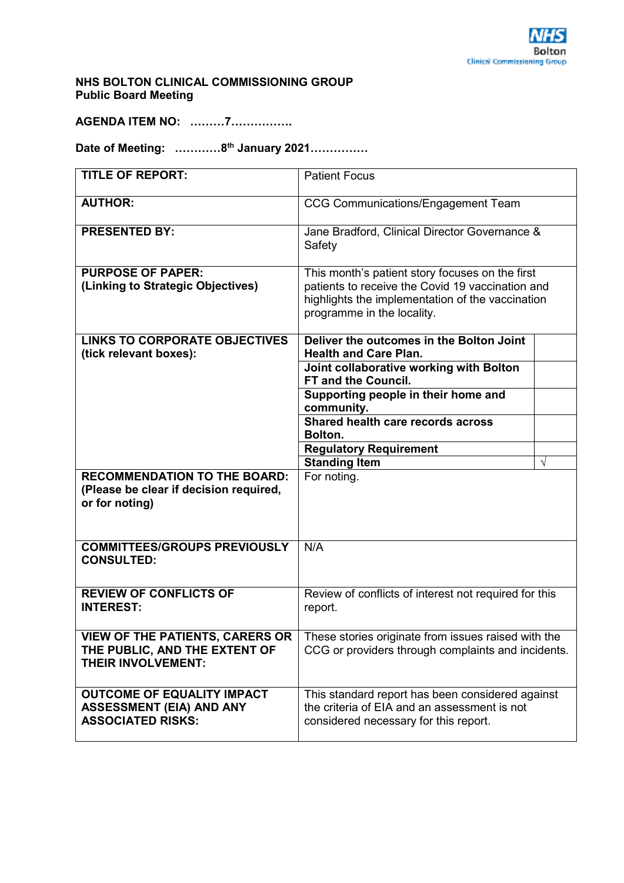NHS Bolton Clinical Commissioning Group

**NHS BOLTON CLINICAL COMMISSIONING GROUP**
**Public Board Meeting**

**AGENDA ITEM NO: ………7…………….**

**Date of Meeting: …………8th January 2021……………**

| | | |
|---|---|---|
| **TITLE OF REPORT:** | Patient Focus | |
| **AUTHOR:** | CCG Communications/Engagement Team | |
| **PRESENTED BY:** | Jane Bradford, Clinical Director Governance & Safety | |
| **PURPOSE OF PAPER:** **(Linking to Strategic Objectives)** | This month's patient story focuses on the first patients to receive the Covid 19 vaccination and highlights the implementation of the vaccination programme in the locality. | |
| **LINKS TO CORPORATE OBJECTIVES (tick relevant boxes):** | **Deliver the outcomes in the Bolton Joint Health and Care Plan.** | |
| | **Joint collaborative working with Bolton FT and the Council.** | |
| | **Supporting people in their home and community.** | |
| | **Shared health care records across Bolton.** | |
| | **Regulatory Requirement** | |
| | **Standing Item** | √ |
| **RECOMMENDATION TO THE BOARD:** **(Please be clear if decision required, or for noting)** | For noting. | |
| **COMMITTEES/GROUPS PREVIOUSLY CONSULTED:** | N/A | |
| **REVIEW OF CONFLICTS OF INTEREST:** | Review of conflicts of interest not required for this report. | |
| **VIEW OF THE PATIENTS, CARERS OR THE PUBLIC, AND THE EXTENT OF THEIR INVOLVEMENT:** | These stories originate from issues raised with the CCG or providers through complaints and incidents. | |
| **OUTCOME OF EQUALITY IMPACT ASSESSMENT (EIA) AND ANY ASSOCIATED RISKS:** | This standard report has been considered against the criteria of EIA and an assessment is not considered necessary for this report. | |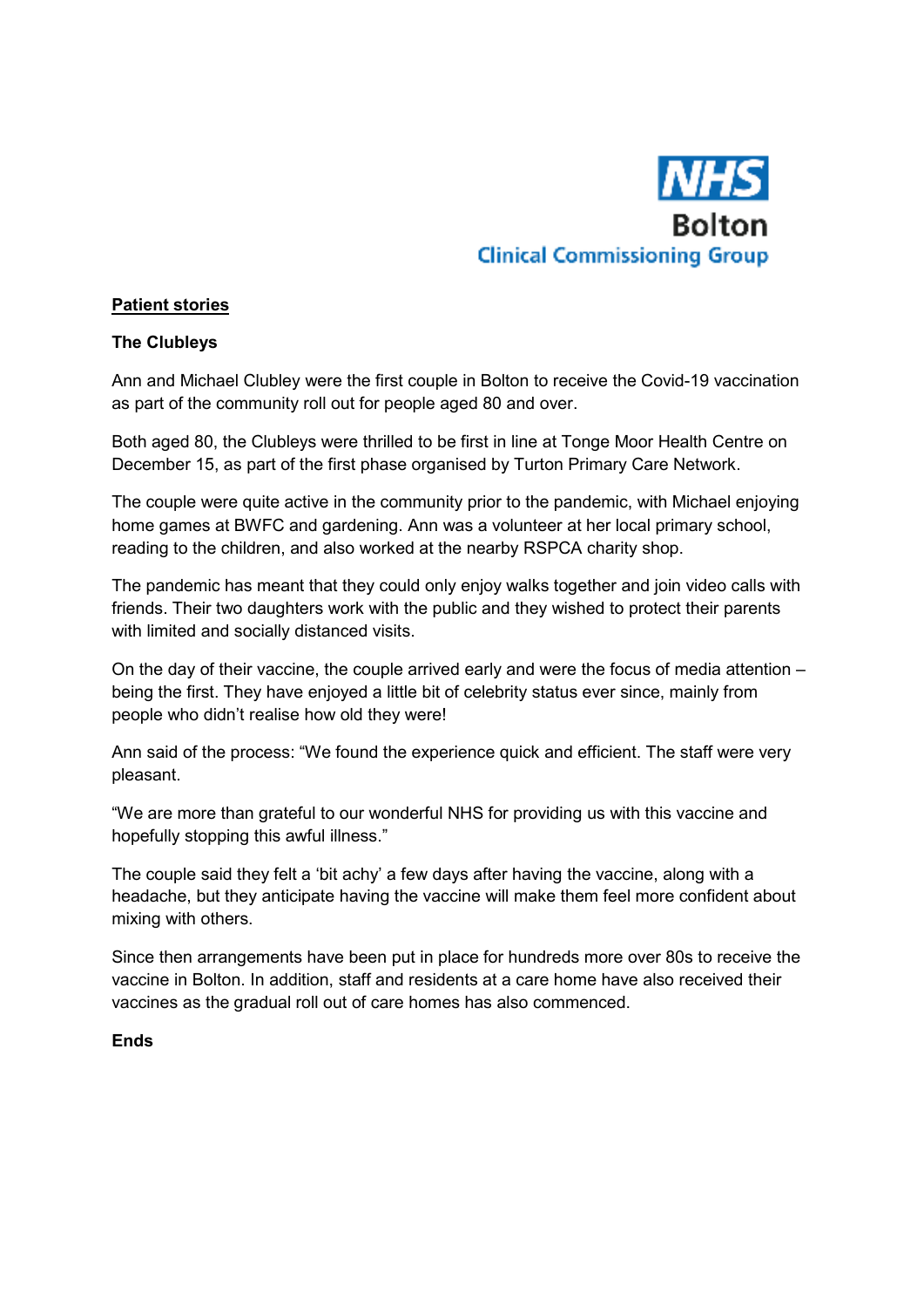NHS
Bolton
Clinical Commissioning Group

**Patient stories**

**The Clubleys**

Ann and Michael Clubley were the first couple in Bolton to receive the Covid-19 vaccination as part of the community roll out for people aged 80 and over.

Both aged 80, the Clubleys were thrilled to be first in line at Tonge Moor Health Centre on December 15, as part of the first phase organised by Turton Primary Care Network.

The couple were quite active in the community prior to the pandemic, with Michael enjoying home games at BWFC and gardening. Ann was a volunteer at her local primary school, reading to the children, and also worked at the nearby RSPCA charity shop.

The pandemic has meant that they could only enjoy walks together and join video calls with friends. Their two daughters work with the public and they wished to protect their parents with limited and socially distanced visits.

On the day of their vaccine, the couple arrived early and were the focus of media attention – being the first. They have enjoyed a little bit of celebrity status ever since, mainly from people who didn't realise how old they were!

Ann said of the process: "We found the experience quick and efficient. The staff were very pleasant.

"We are more than grateful to our wonderful NHS for providing us with this vaccine and hopefully stopping this awful illness."

The couple said they felt a 'bit achy' a few days after having the vaccine, along with a headache, but they anticipate having the vaccine will make them feel more confident about mixing with others.

Since then arrangements have been put in place for hundreds more over 80s to receive the vaccine in Bolton. In addition, staff and residents at a care home have also received their vaccines as the gradual roll out of care homes has also commenced.

**Ends**